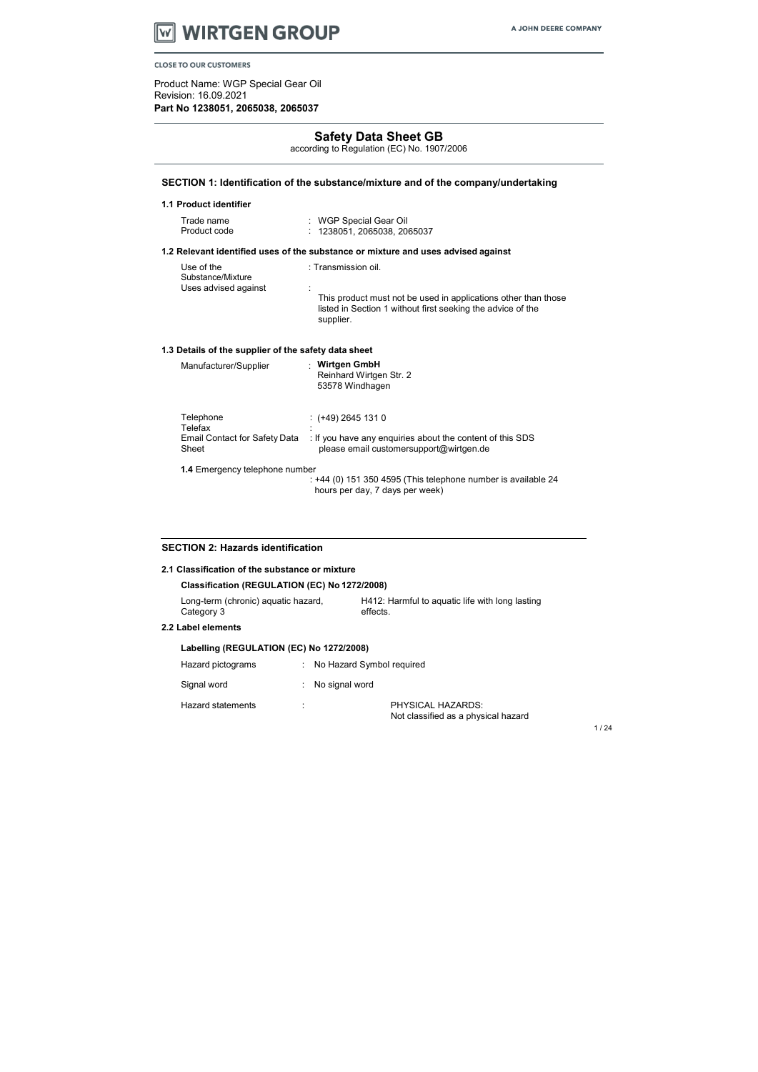WIRTGEN GROUP — A JOHN DEERE COMPANY

CLOSE TO OUR CUSTOMERS

Product Name: WGP Special Gear Oil
Revision: 16.09.2021
**Part No 1238051, 2065038, 2065037**

# Safety Data Sheet GB

according to Regulation (EC) No. 1907/2006

## SECTION 1: Identification of the substance/mixture and of the company/undertaking

### 1.1 Product identifier

| | |
|---|---|
| Trade name | : WGP Special Gear Oil |
| Product code | : 1238051, 2065038, 2065037 |

### 1.2 Relevant identified uses of the substance or mixture and uses advised against

| | |
|---|---|
| Use of the Substance/Mixture | : Transmission oil. |
| Uses advised against | : This product must not be used in applications other than those listed in Section 1 without first seeking the advice of the supplier. |

### 1.3 Details of the supplier of the safety data sheet

| | |
|---|---|
| Manufacturer/Supplier | : **Wirtgen GmbH**<br>Reinhard Wirtgen Str. 2<br>53578 Windhagen |
| Telephone | : (+49) 2645 131 0 |
| Telefax | : |
| Email Contact for Safety Data Sheet | : If you have any enquiries about the content of this SDS please email customersupport@wirtgen.de |

**1.4** Emergency telephone number

: +44 (0) 151 350 4595 (This telephone number is available 24 hours per day, 7 days per week)

## SECTION 2: Hazards identification

### 2.1 Classification of the substance or mixture

**Classification (REGULATION (EC) No 1272/2008)**

| | |
|---|---|
| Long-term (chronic) aquatic hazard, Category 3 | H412: Harmful to aquatic life with long lasting effects. |

### 2.2 Label elements

**Labelling (REGULATION (EC) No 1272/2008)**

| | |
|---|---|
| Hazard pictograms | : No Hazard Symbol required |
| Signal word | : No signal word |
| Hazard statements | : PHYSICAL HAZARDS:<br>Not classified as a physical hazard |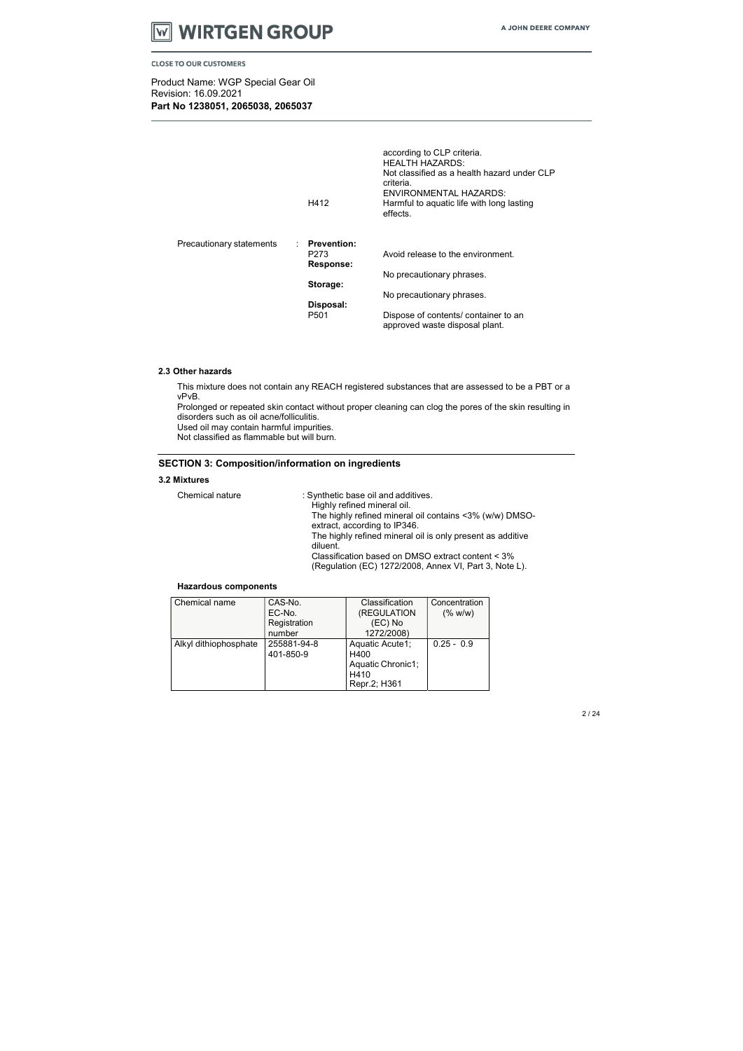|  |  |  |
|---|---|---|
|  |  | according to CLP criteria.<br>HEALTH HAZARDS:<br>Not classified as a health hazard under CLP criteria.<br>ENVIRONMENTAL HAZARDS: |
|  | H412 | Harmful to aquatic life with long lasting effects. |
| Precautionary statements : | **Prevention:** |  |
|  | P273 | Avoid release to the environment. |
|  | **Response:** | No precautionary phrases. |
|  | **Storage:** | No precautionary phrases. |
|  | **Disposal:** |  |
|  | P501 | Dispose of contents/ container to an approved waste disposal plant. |

### 2.3 Other hazards

This mixture does not contain any REACH registered substances that are assessed to be a PBT or a vPvB.
Prolonged or repeated skin contact without proper cleaning can clog the pores of the skin resulting in disorders such as oil acne/folliculitis.
Used oil may contain harmful impurities.
Not classified as flammable but will burn.

## SECTION 3: Composition/information on ingredients

### 3.2 Mixtures

Chemical nature : Synthetic base oil and additives.
Highly refined mineral oil.
The highly refined mineral oil contains <3% (w/w) DMSO-extract, according to IP346.
The highly refined mineral oil is only present as additive diluent.
Classification based on DMSO extract content < 3% (Regulation (EC) 1272/2008, Annex VI, Part 3, Note L).

**Hazardous components**

| Chemical name | CAS-No.<br>EC-No.<br>Registration number | Classification (REGULATION (EC) No 1272/2008) | Concentration (% w/w) |
|---|---|---|---|
| Alkyl dithiophosphate | 255881-94-8<br>401-850-9 | Aquatic Acute1; H400<br>Aquatic Chronic1; H410<br>Repr.2; H361 | 0.25 - 0.9 |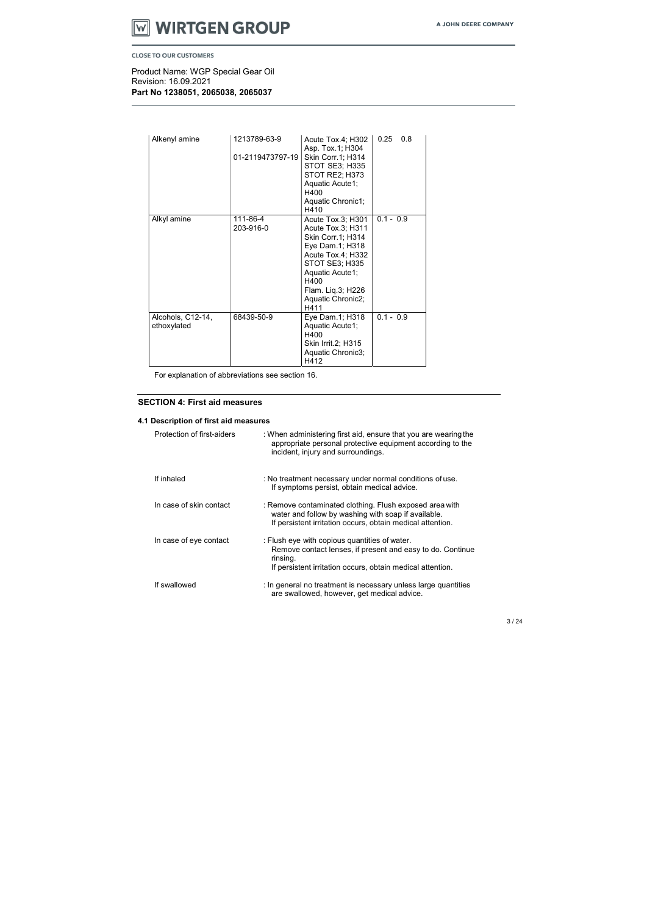Product Name: WGP Special Gear Oil
Revision: 16.09.2021
**Part No 1238051, 2065038, 2065037**

| | | | |
|---|---|---|---|
| Alkenyl amine | 1213789-63-9<br>01-2119473797-19 | Acute Tox.4; H302<br>Asp. Tox.1; H304<br>Skin Corr.1; H314<br>STOT SE3; H335<br>STOT RE2; H373<br>Aquatic Acute1; H400<br>Aquatic Chronic1; H410 | 0.25 0.8 |
| Alkyl amine | 111-86-4<br>203-916-0 | Acute Tox.3; H301<br>Acute Tox.3; H311<br>Skin Corr.1; H314<br>Eye Dam.1; H318<br>Acute Tox.4; H332<br>STOT SE3; H335<br>Aquatic Acute1; H400<br>Flam. Liq.3; H226<br>Aquatic Chronic2; H411 | 0.1 - 0.9 |
| Alcohols, C12-14, ethoxylated | 68439-50-9 | Eye Dam.1; H318<br>Aquatic Acute1; H400<br>Skin Irrit.2; H315<br>Aquatic Chronic3; H412 | 0.1 - 0.9 |

For explanation of abbreviations see section 16.

## SECTION 4: First aid measures

### 4.1 Description of first aid measures

Protection of first-aiders : When administering first aid, ensure that you are wearing the appropriate personal protective equipment according to the incident, injury and surroundings.

If inhaled : No treatment necessary under normal conditions of use. If symptoms persist, obtain medical advice.

In case of skin contact : Remove contaminated clothing. Flush exposed area with water and follow by washing with soap if available. If persistent irritation occurs, obtain medical attention.

In case of eye contact : Flush eye with copious quantities of water. Remove contact lenses, if present and easy to do. Continue rinsing. If persistent irritation occurs, obtain medical attention.

If swallowed : In general no treatment is necessary unless large quantities are swallowed, however, get medical advice.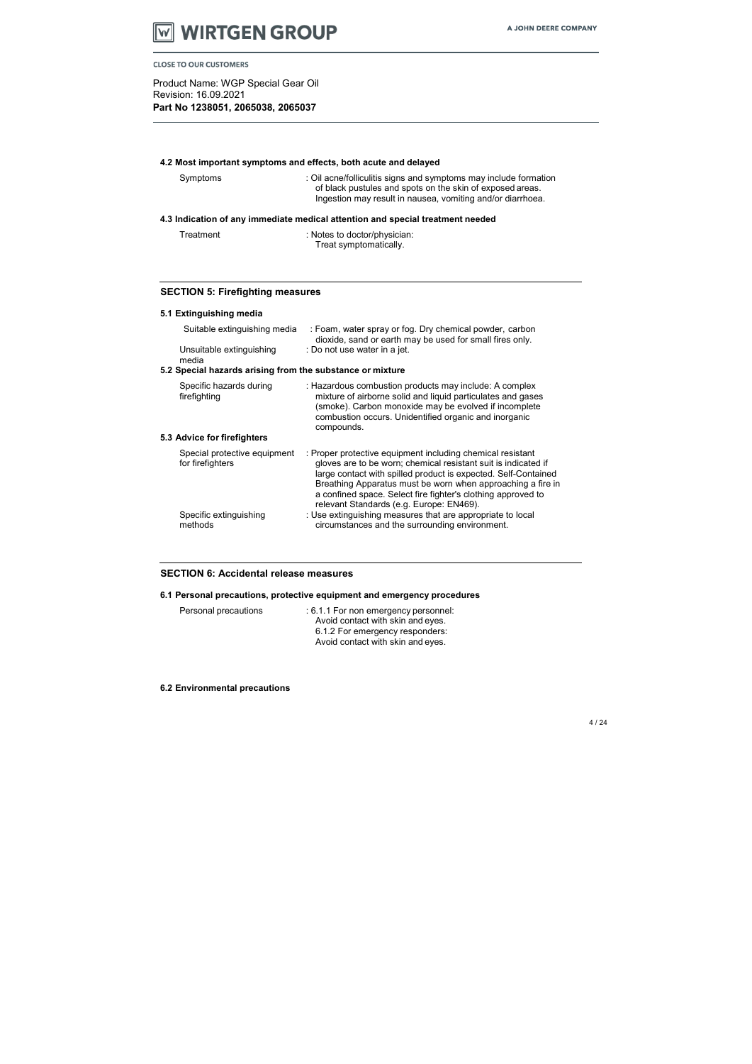#### 4.2 Most important symptoms and effects, both acute and delayed

| | |
|---|---|
| Symptoms | : Oil acne/folliculitis signs and symptoms may include formation of black pustules and spots on the skin of exposed areas. Ingestion may result in nausea, vomiting and/or diarrhoea. |

#### 4.3 Indication of any immediate medical attention and special treatment needed

| | |
|---|---|
| Treatment | : Notes to doctor/physician: Treat symptomatically. |

## SECTION 5: Firefighting measures

#### 5.1 Extinguishing media

| | |
|---|---|
| Suitable extinguishing media | : Foam, water spray or fog. Dry chemical powder, carbon dioxide, sand or earth may be used for small fires only. |
| Unsuitable extinguishing media | : Do not use water in a jet. |

#### 5.2 Special hazards arising from the substance or mixture

| | |
|---|---|
| Specific hazards during firefighting | : Hazardous combustion products may include: A complex mixture of airborne solid and liquid particulates and gases (smoke). Carbon monoxide may be evolved if incomplete combustion occurs. Unidentified organic and inorganic compounds. |

#### 5.3 Advice for firefighters

| | |
|---|---|
| Special protective equipment for firefighters | : Proper protective equipment including chemical resistant gloves are to be worn; chemical resistant suit is indicated if large contact with spilled product is expected. Self-Contained Breathing Apparatus must be worn when approaching a fire in a confined space. Select fire fighter's clothing approved to relevant Standards (e.g. Europe: EN469). |
| Specific extinguishing methods | : Use extinguishing measures that are appropriate to local circumstances and the surrounding environment. |

## SECTION 6: Accidental release measures

#### 6.1 Personal precautions, protective equipment and emergency procedures

| | |
|---|---|
| Personal precautions | : 6.1.1 For non emergency personnel: Avoid contact with skin and eyes. 6.1.2 For emergency responders: Avoid contact with skin and eyes. |

#### 6.2 Environmental precautions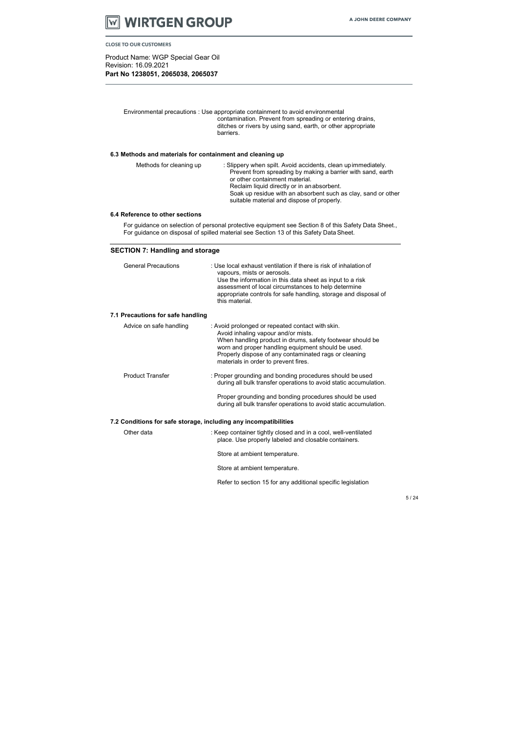Environmental precautions : Use appropriate containment to avoid environmental contamination. Prevent from spreading or entering drains, ditches or rivers by using sand, earth, or other appropriate barriers.

### 6.3 Methods and materials for containment and cleaning up

Methods for cleaning up : Slippery when spilt. Avoid accidents, clean up immediately. Prevent from spreading by making a barrier with sand, earth or other containment material. Reclaim liquid directly or in an absorbent. Soak up residue with an absorbent such as clay, sand or other suitable material and dispose of properly.

### 6.4 Reference to other sections

For guidance on selection of personal protective equipment see Section 8 of this Safety Data Sheet., For guidance on disposal of spilled material see Section 13 of this Safety Data Sheet.

## SECTION 7: Handling and storage

General Precautions : Use local exhaust ventilation if there is risk of inhalation of vapours, mists or aerosols. Use the information in this data sheet as input to a risk assessment of local circumstances to help determine appropriate controls for safe handling, storage and disposal of this material.

### 7.1 Precautions for safe handling

Advice on safe handling : Avoid prolonged or repeated contact with skin. Avoid inhaling vapour and/or mists. When handling product in drums, safety footwear should be worn and proper handling equipment should be used. Properly dispose of any contaminated rags or cleaning materials in order to prevent fires.

Product Transfer : Proper grounding and bonding procedures should be used during all bulk transfer operations to avoid static accumulation.

Proper grounding and bonding procedures should be used during all bulk transfer operations to avoid static accumulation.

### 7.2 Conditions for safe storage, including any incompatibilities

Other data : Keep container tightly closed and in a cool, well-ventilated place. Use properly labeled and closable containers.

Store at ambient temperature.

Store at ambient temperature.

Refer to section 15 for any additional specific legislation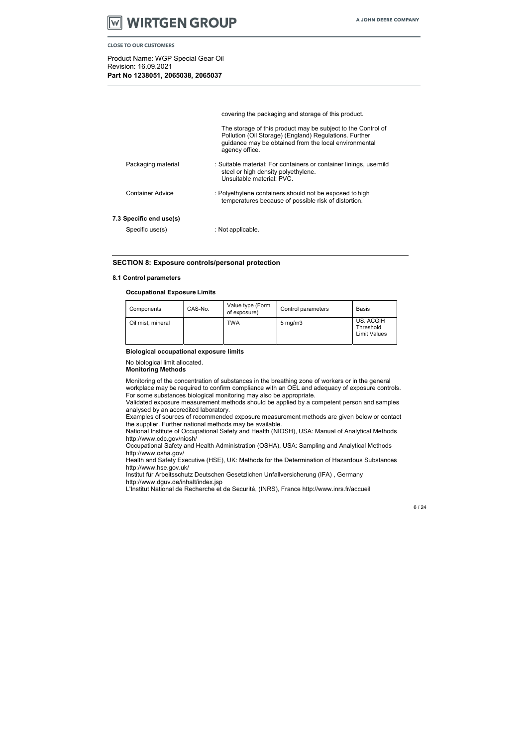covering the packaging and storage of this product.

The storage of this product may be subject to the Control of Pollution (Oil Storage) (England) Regulations. Further guidance may be obtained from the local environmental agency office.

Packaging material : Suitable material: For containers or container linings, use mild steel or high density polyethylene.
Unsuitable material: PVC.

Container Advice : Polyethylene containers should not be exposed to high temperatures because of possible risk of distortion.

### 7.3 Specific end use(s)

Specific use(s) : Not applicable.

## SECTION 8: Exposure controls/personal protection

### 8.1 Control parameters

**Occupational Exposure Limits**

| Components | CAS-No. | Value type (Form of exposure) | Control parameters | Basis |
|---|---|---|---|---|
| Oil mist, mineral | | TWA | 5 mg/m3 | US. ACGIH Threshold Limit Values |

**Biological occupational exposure limits**

No biological limit allocated.

**Monitoring Methods**

Monitoring of the concentration of substances in the breathing zone of workers or in the general workplace may be required to confirm compliance with an OEL and adequacy of exposure controls. For some substances biological monitoring may also be appropriate.
Validated exposure measurement methods should be applied by a competent person and samples analysed by an accredited laboratory.
Examples of sources of recommended exposure measurement methods are given below or contact the supplier. Further national methods may be available.
National Institute of Occupational Safety and Health (NIOSH), USA: Manual of Analytical Methods http://www.cdc.gov/niosh/
Occupational Safety and Health Administration (OSHA), USA: Sampling and Analytical Methods http://www.osha.gov/
Health and Safety Executive (HSE), UK: Methods for the Determination of Hazardous Substances http://www.hse.gov.uk/
Institut für Arbeitsschutz Deutschen Gesetzlichen Unfallversicherung (IFA) , Germany http://www.dguv.de/inhalt/index.jsp
L'Institut National de Recherche et de Securité, (INRS), France http://www.inrs.fr/accueil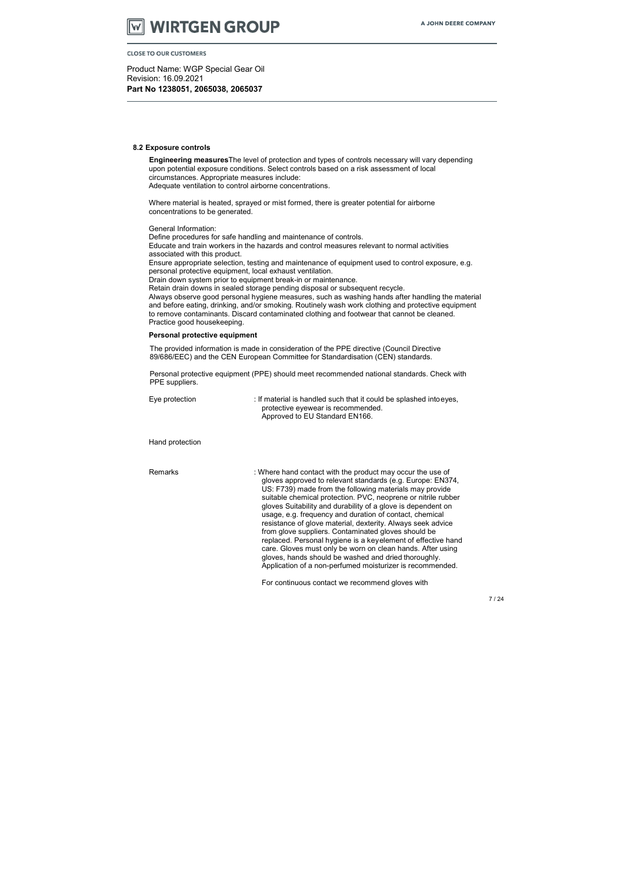### 8.2 Exposure controls

**Engineering measures** The level of protection and types of controls necessary will vary depending upon potential exposure conditions. Select controls based on a risk assessment of local circumstances. Appropriate measures include:
Adequate ventilation to control airborne concentrations.

Where material is heated, sprayed or mist formed, there is greater potential for airborne concentrations to be generated.

General Information:
Define procedures for safe handling and maintenance of controls.
Educate and train workers in the hazards and control measures relevant to normal activities associated with this product.
Ensure appropriate selection, testing and maintenance of equipment used to control exposure, e.g. personal protective equipment, local exhaust ventilation.
Drain down system prior to equipment break-in or maintenance.
Retain drain downs in sealed storage pending disposal or subsequent recycle.
Always observe good personal hygiene measures, such as washing hands after handling the material and before eating, drinking, and/or smoking. Routinely wash work clothing and protective equipment to remove contaminants. Discard contaminated clothing and footwear that cannot be cleaned.
Practice good housekeeping.

**Personal protective equipment**

The provided information is made in consideration of the PPE directive (Council Directive 89/686/EEC) and the CEN European Committee for Standardisation (CEN) standards.

Personal protective equipment (PPE) should meet recommended national standards. Check with PPE suppliers.

Eye protection : If material is handled such that it could be splashed into eyes, protective eyewear is recommended.
Approved to EU Standard EN166.

Hand protection

Remarks : Where hand contact with the product may occur the use of gloves approved to relevant standards (e.g. Europe: EN374, US: F739) made from the following materials may provide suitable chemical protection. PVC, neoprene or nitrile rubber gloves Suitability and durability of a glove is dependent on usage, e.g. frequency and duration of contact, chemical resistance of glove material, dexterity. Always seek advice from glove suppliers. Contaminated gloves should be replaced. Personal hygiene is a key element of effective hand care. Gloves must only be worn on clean hands. After using gloves, hands should be washed and dried thoroughly. Application of a non-perfumed moisturizer is recommended.

For continuous contact we recommend gloves with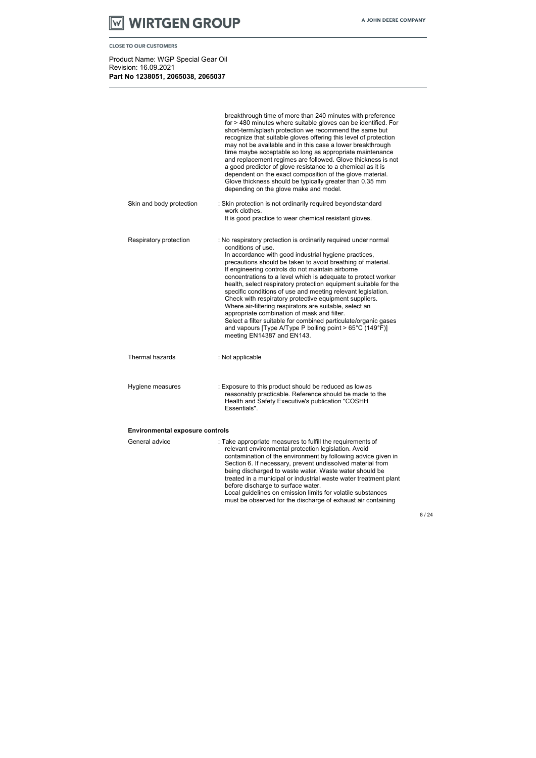breakthrough time of more than 240 minutes with preference for > 480 minutes where suitable gloves can be identified. For short-term/splash protection we recommend the same but recognize that suitable gloves offering this level of protection may not be available and in this case a lower breakthrough time maybe acceptable so long as appropriate maintenance and replacement regimes are followed. Glove thickness is not a good predictor of glove resistance to a chemical as it is dependent on the exact composition of the glove material. Glove thickness should be typically greater than 0.35 mm depending on the glove make and model.

| | |
|---|---|
| Skin and body protection | : Skin protection is not ordinarily required beyond standard work clothes. It is good practice to wear chemical resistant gloves. |
| Respiratory protection | : No respiratory protection is ordinarily required under normal conditions of use. In accordance with good industrial hygiene practices, precautions should be taken to avoid breathing of material. If engineering controls do not maintain airborne concentrations to a level which is adequate to protect worker health, select respiratory protection equipment suitable for the specific conditions of use and meeting relevant legislation. Check with respiratory protective equipment suppliers. Where air-filtering respirators are suitable, select an appropriate combination of mask and filter. Select a filter suitable for combined particulate/organic gases and vapours [Type A/Type P boiling point > 65°C (149°F)] meeting EN14387 and EN143. |
| Thermal hazards | : Not applicable |
| Hygiene measures | : Exposure to this product should be reduced as low as reasonably practicable. Reference should be made to the Health and Safety Executive's publication "COSHH Essentials". |

**Environmental exposure controls**

| | |
|---|---|
| General advice | : Take appropriate measures to fulfill the requirements of relevant environmental protection legislation. Avoid contamination of the environment by following advice given in Section 6. If necessary, prevent undissolved material from being discharged to waste water. Waste water should be treated in a municipal or industrial waste water treatment plant before discharge to surface water. Local guidelines on emission limits for volatile substances must be observed for the discharge of exhaust air containing |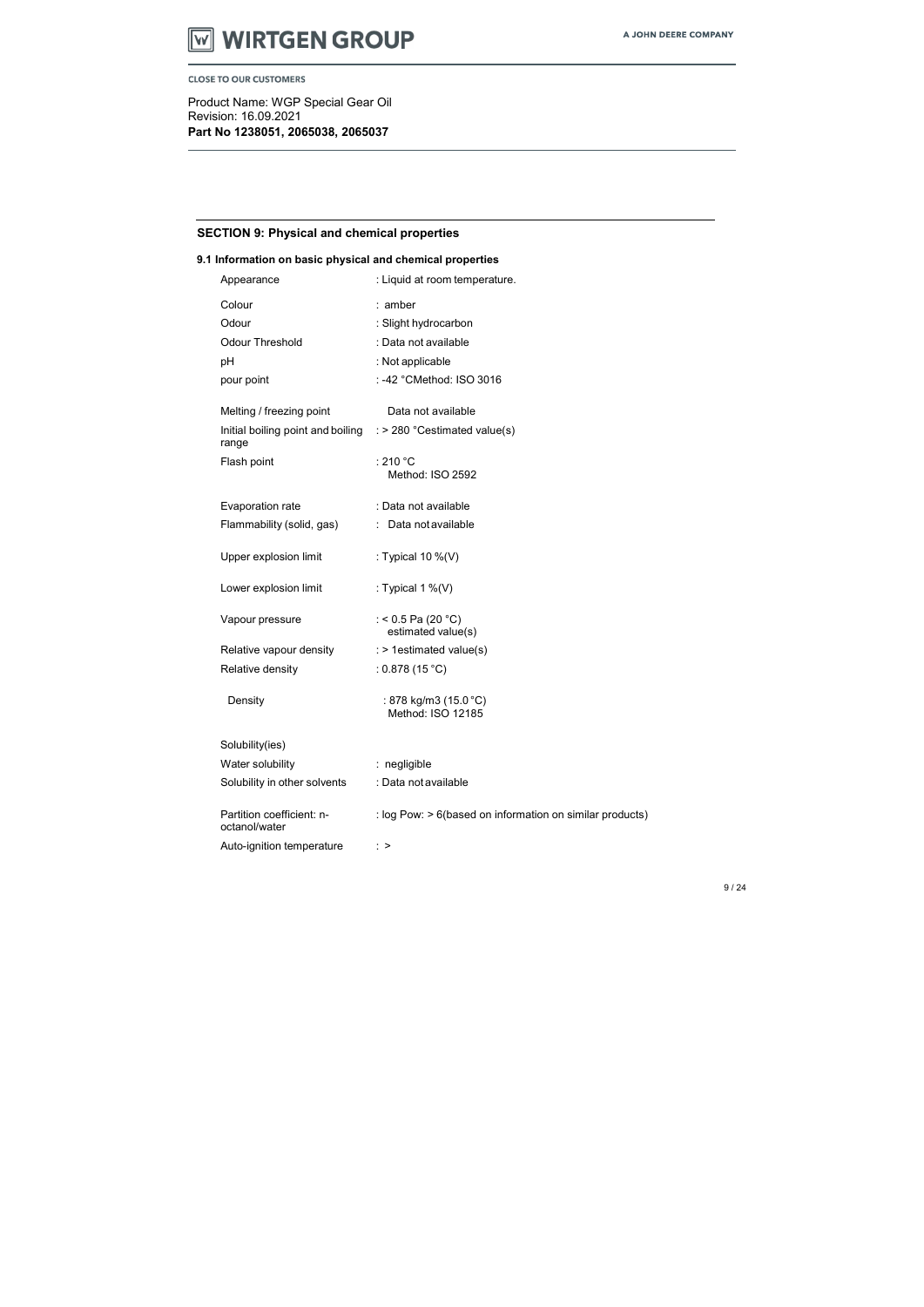Product Name: WGP Special Gear Oil
Revision: 16.09.2021
**Part No 1238051, 2065038, 2065037**

## SECTION 9: Physical and chemical properties

### 9.1 Information on basic physical and chemical properties

| | |
|---|---|
| Appearance | : Liquid at room temperature. |
| Colour | : amber |
| Odour | : Slight hydrocarbon |
| Odour Threshold | : Data not available |
| pH | : Not applicable |
| pour point | : -42 °CMethod: ISO 3016 |
| Melting / freezing point | Data not available |
| Initial boiling point and boiling range | : > 280 °Cestimated value(s) |
| Flash point | : 210 °C<br>Method: ISO 2592 |
| Evaporation rate | : Data not available |
| Flammability (solid, gas) | : Data not available |
| Upper explosion limit | : Typical 10 %(V) |
| Lower explosion limit | : Typical 1 %(V) |
| Vapour pressure | : < 0.5 Pa (20 °C)<br>estimated value(s) |
| Relative vapour density | : > 1estimated value(s) |
| Relative density | : 0.878 (15 °C) |
| Density | : 878 kg/m3 (15.0 °C)<br>Method: ISO 12185 |
| Solubility(ies) | |
| Water solubility | : negligible |
| Solubility in other solvents | : Data not available |
| Partition coefficient: n-octanol/water | : log Pow: > 6(based on information on similar products) |
| Auto-ignition temperature | : > |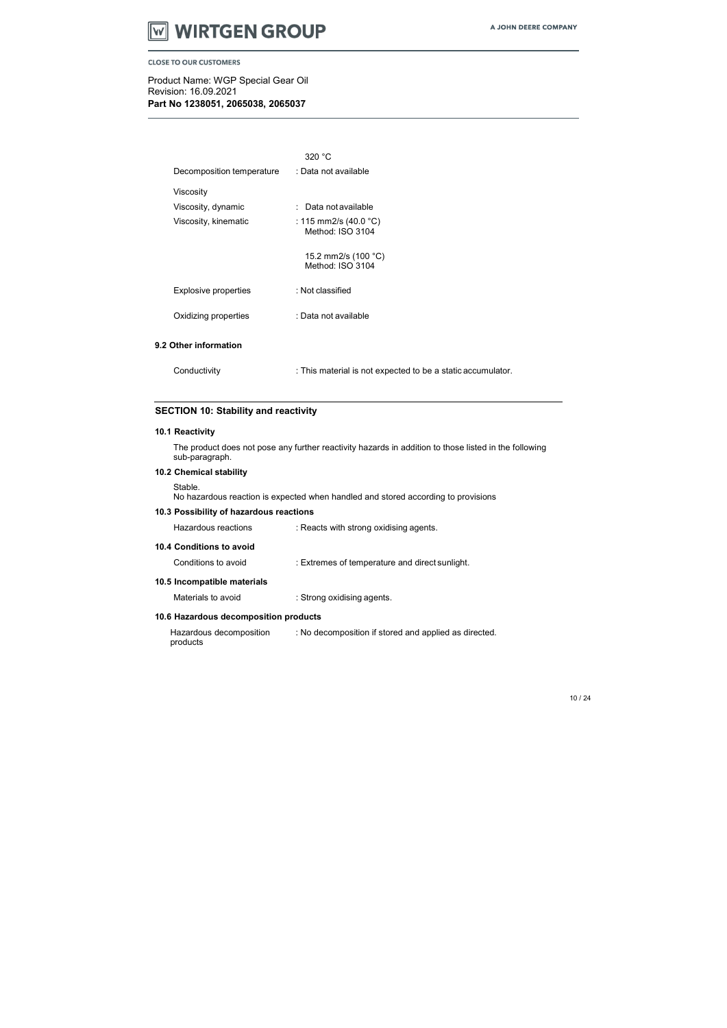| | |
|---|---|
| | 320 °C |
| Decomposition temperature | : Data not available |
| Viscosity | |
| Viscosity, dynamic | : Data not available |
| Viscosity, kinematic | : 115 mm2/s (40.0 °C)<br>Method: ISO 3104 |
| | 15.2 mm2/s (100 °C)<br>Method: ISO 3104 |
| Explosive properties | : Not classified |
| Oxidizing properties | : Data not available |

### 9.2 Other information

| | |
|---|---|
| Conductivity | : This material is not expected to be a static accumulator. |

## SECTION 10: Stability and reactivity

### 10.1 Reactivity

The product does not pose any further reactivity hazards in addition to those listed in the following sub-paragraph.

### 10.2 Chemical stability

Stable.
No hazardous reaction is expected when handled and stored according to provisions

### 10.3 Possibility of hazardous reactions

| | |
|---|---|
| Hazardous reactions | : Reacts with strong oxidising agents. |

### 10.4 Conditions to avoid

| | |
|---|---|
| Conditions to avoid | : Extremes of temperature and direct sunlight. |

### 10.5 Incompatible materials

| | |
|---|---|
| Materials to avoid | : Strong oxidising agents. |

### 10.6 Hazardous decomposition products

| | |
|---|---|
| Hazardous decomposition products | : No decomposition if stored and applied as directed. |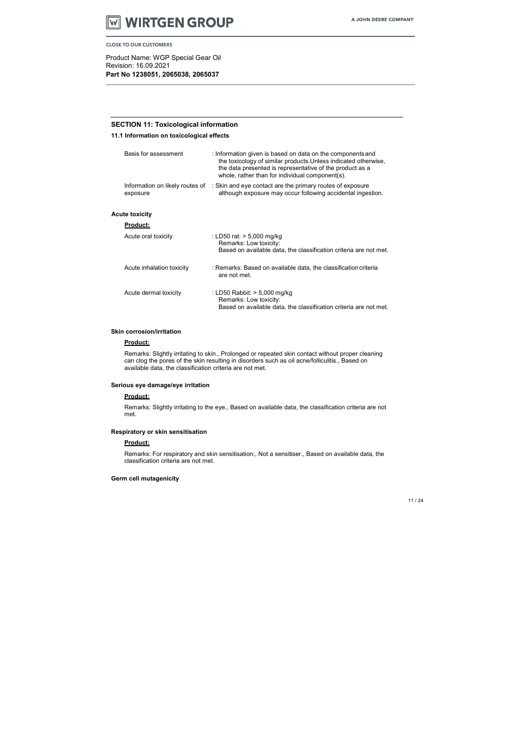## SECTION 11: Toxicological information

### 11.1 Information on toxicological effects

| | |
|---|---|
| Basis for assessment | : Information given is based on data on the components and the toxicology of similar products.Unless indicated otherwise, the data presented is representative of the product as a whole, rather than for individual component(s). |
| Information on likely routes of exposure | : Skin and eye contact are the primary routes of exposure although exposure may occur following accidental ingestion. |

**Acute toxicity**

**Product:**

| | |
|---|---|
| Acute oral toxicity | : LD50 rat: > 5,000 mg/kg<br>Remarks: Low toxicity:<br>Based on available data, the classification criteria are not met. |
| Acute inhalation toxicity | : Remarks: Based on available data, the classification criteria are not met. |
| Acute dermal toxicity | : LD50 Rabbit: > 5,000 mg/kg<br>Remarks: Low toxicity:<br>Based on available data, the classification criteria are not met. |

**Skin corrosion/irritation**

**Product:**

Remarks: Slightly irritating to skin., Prolonged or repeated skin contact without proper cleaning can clog the pores of the skin resulting in disorders such as oil acne/folliculitis., Based on available data, the classification criteria are not met.

**Serious eye damage/eye irritation**

**Product:**

Remarks: Slightly irritating to the eye., Based on available data, the classification criteria are not met.

**Respiratory or skin sensitisation**

**Product:**

Remarks: For respiratory and skin sensitisation:, Not a sensitiser., Based on available data, the classification criteria are not met.

**Germ cell mutagenicity**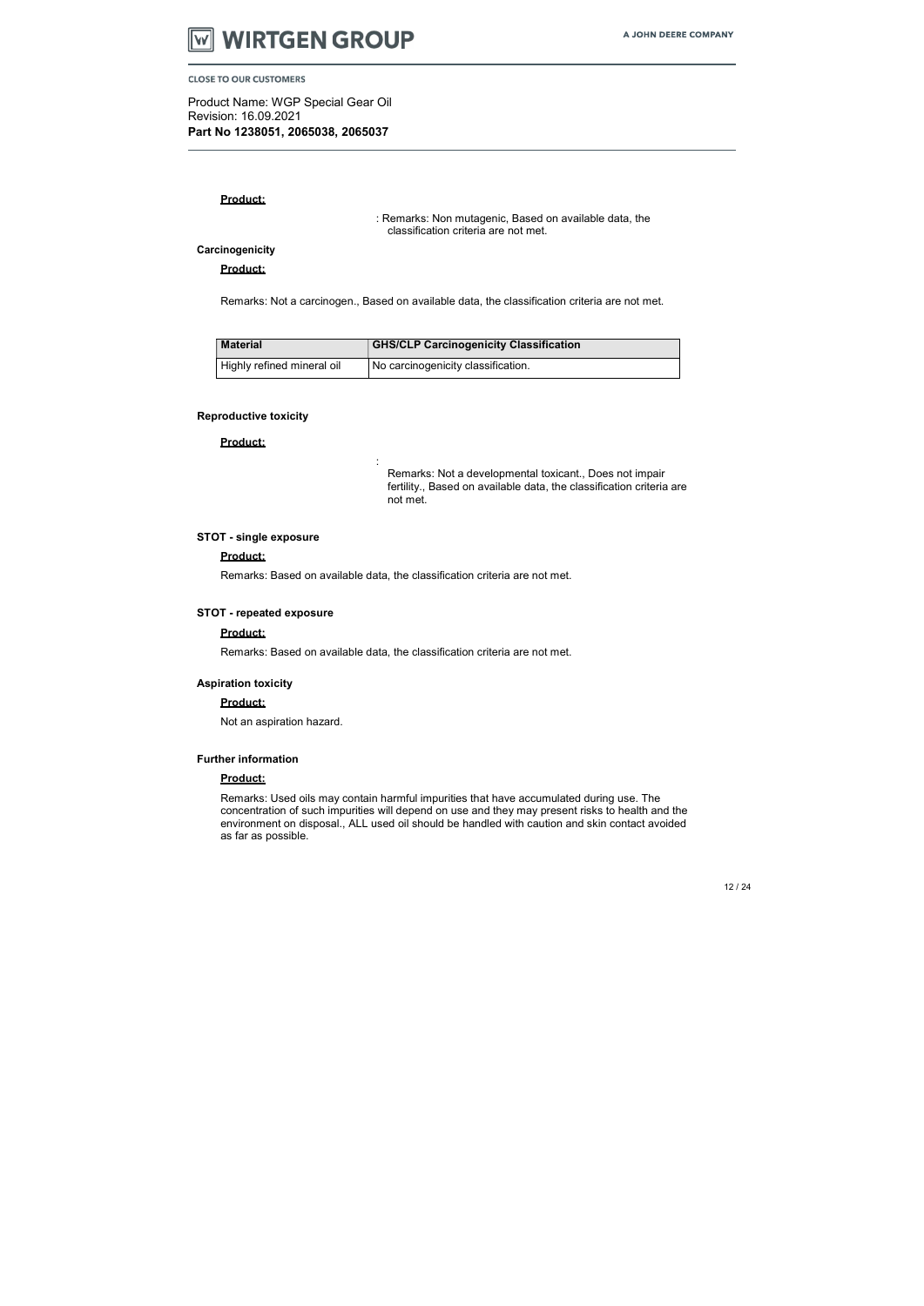**Product:**

: Remarks: Non mutagenic, Based on available data, the classification criteria are not met.

**Carcinogenicity**

**Product:**

Remarks: Not a carcinogen., Based on available data, the classification criteria are not met.

| Material | GHS/CLP Carcinogenicity Classification |
| --- | --- |
| Highly refined mineral oil | No carcinogenicity classification. |

**Reproductive toxicity**

**Product:**

: Remarks: Not a developmental toxicant., Does not impair fertility., Based on available data, the classification criteria are not met.

**STOT - single exposure**

**Product:**

Remarks: Based on available data, the classification criteria are not met.

**STOT - repeated exposure**

**Product:**

Remarks: Based on available data, the classification criteria are not met.

**Aspiration toxicity**

**Product:**

Not an aspiration hazard.

**Further information**

**Product:**

Remarks: Used oils may contain harmful impurities that have accumulated during use. The concentration of such impurities will depend on use and they may present risks to health and the environment on disposal., ALL used oil should be handled with caution and skin contact avoided as far as possible.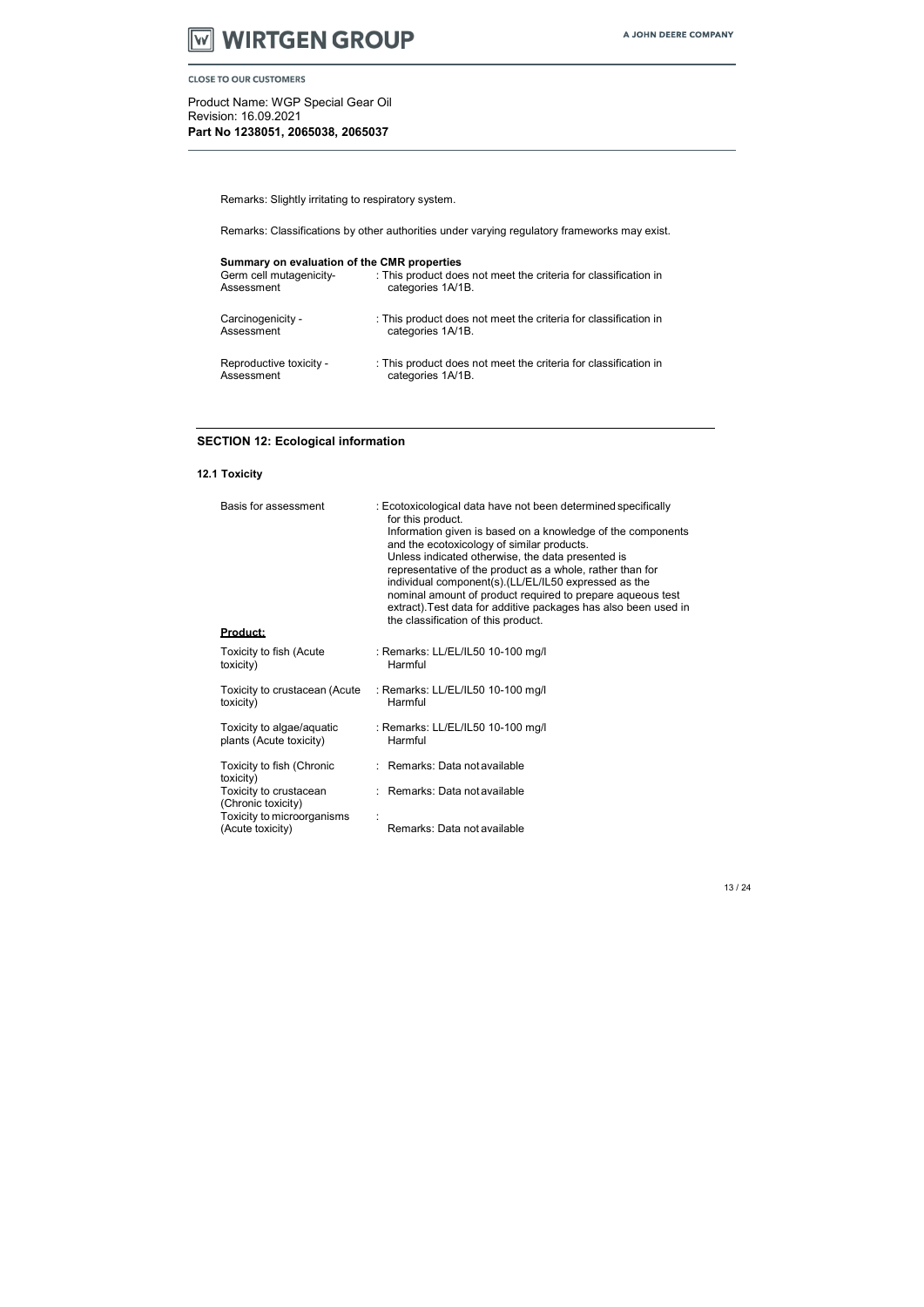Remarks: Slightly irritating to respiratory system.

Remarks: Classifications by other authorities under varying regulatory frameworks may exist.

**Summary on evaluation of the CMR properties**

| | |
|---|---|
| Germ cell mutagenicity- Assessment | : This product does not meet the criteria for classification in categories 1A/1B. |
| Carcinogenicity - Assessment | : This product does not meet the criteria for classification in categories 1A/1B. |
| Reproductive toxicity - Assessment | : This product does not meet the criteria for classification in categories 1A/1B. |

## SECTION 12: Ecological information

### 12.1 Toxicity

| | |
|---|---|
| Basis for assessment | : Ecotoxicological data have not been determined specifically for this product. Information given is based on a knowledge of the components and the ecotoxicology of similar products. Unless indicated otherwise, the data presented is representative of the product as a whole, rather than for individual component(s).(LL/EL/IL50 expressed as the nominal amount of product required to prepare aqueous test extract).Test data for additive packages has also been used in the classification of this product. |

**Product:**

| | |
|---|---|
| Toxicity to fish (Acute toxicity) | : Remarks: LL/EL/IL50 10-100 mg/l Harmful |
| Toxicity to crustacean (Acute toxicity) | : Remarks: LL/EL/IL50 10-100 mg/l Harmful |
| Toxicity to algae/aquatic plants (Acute toxicity) | : Remarks: LL/EL/IL50 10-100 mg/l Harmful |
| Toxicity to fish (Chronic toxicity) | : Remarks: Data not available |
| Toxicity to crustacean (Chronic toxicity) | : Remarks: Data not available |
| Toxicity to microorganisms (Acute toxicity) | : Remarks: Data not available |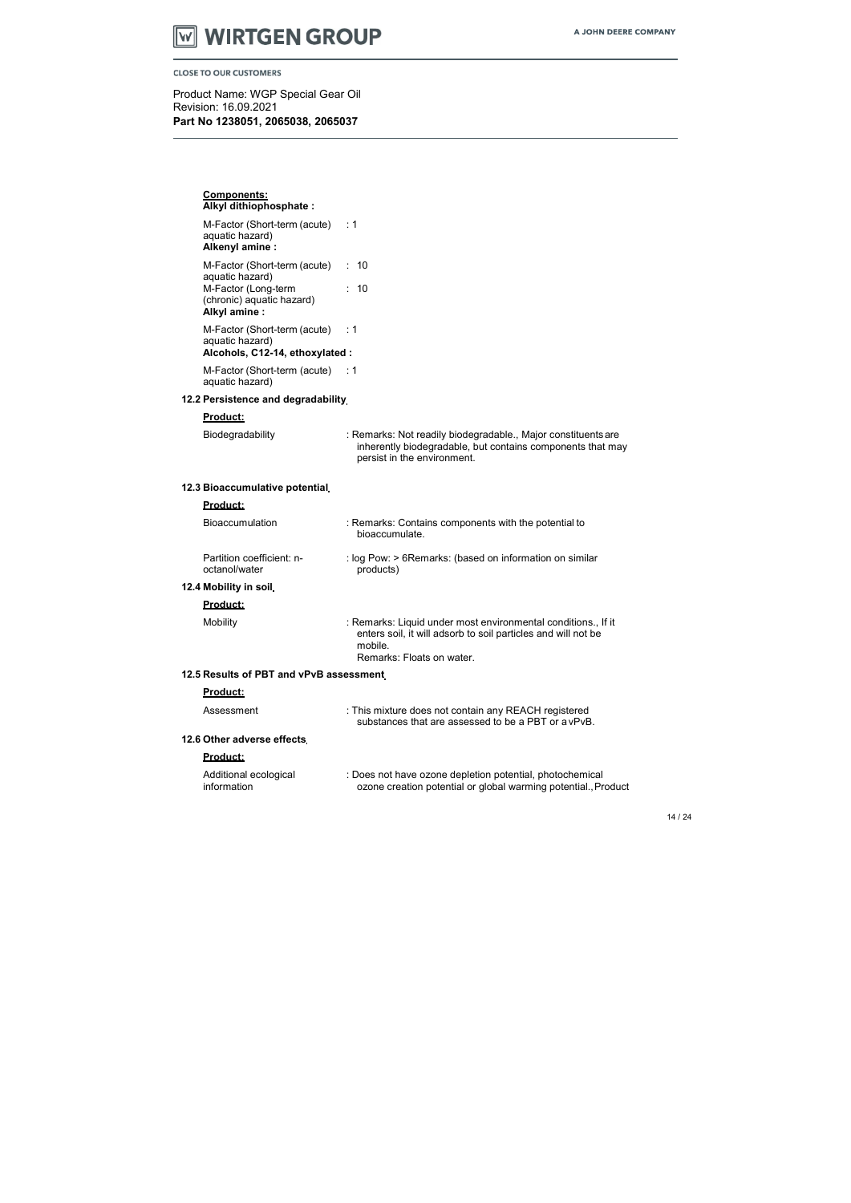**Components:**

**Alkyl dithiophosphate :**

| | |
|---|---|
| M-Factor (Short-term (acute) aquatic hazard) | : 1 |

**Alkenyl amine :**

| | |
|---|---|
| M-Factor (Short-term (acute) aquatic hazard) | : 10 |
| M-Factor (Long-term (chronic) aquatic hazard) | : 10 |

**Alkyl amine :**

| | |
|---|---|
| M-Factor (Short-term (acute) aquatic hazard) | : 1 |

**Alcohols, C12-14, ethoxylated :**

| | |
|---|---|
| M-Factor (Short-term (acute) aquatic hazard) | : 1 |

## 12.2 Persistence and degradability

**Product:**

| | |
|---|---|
| Biodegradability | : Remarks: Not readily biodegradable., Major constituents are inherently biodegradable, but contains components that may persist in the environment. |

## 12.3 Bioaccumulative potential

**Product:**

| | |
|---|---|
| Bioaccumulation | : Remarks: Contains components with the potential to bioaccumulate. |
| Partition coefficient: n-octanol/water | : log Pow: > 6Remarks: (based on information on similar products) |

## 12.4 Mobility in soil

**Product:**

| | |
|---|---|
| Mobility | : Remarks: Liquid under most environmental conditions., If it enters soil, it will adsorb to soil particles and will not be mobile.<br>Remarks: Floats on water. |

## 12.5 Results of PBT and vPvB assessment

**Product:**

| | |
|---|---|
| Assessment | : This mixture does not contain any REACH registered substances that are assessed to be a PBT or a vPvB. |

## 12.6 Other adverse effects

**Product:**

| | |
|---|---|
| Additional ecological information | : Does not have ozone depletion potential, photochemical ozone creation potential or global warming potential., Product |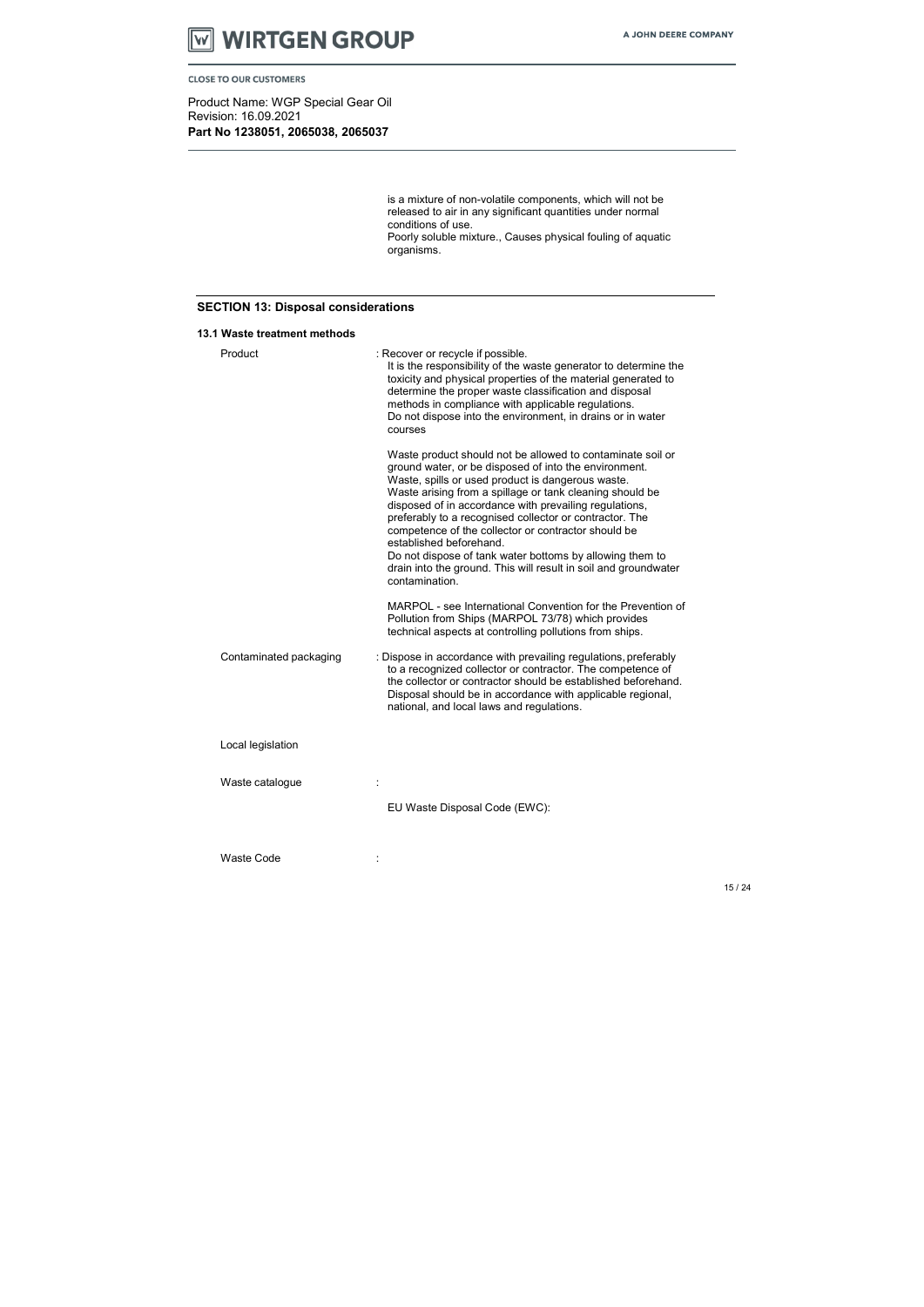is a mixture of non-volatile components, which will not be released to air in any significant quantities under normal conditions of use.
Poorly soluble mixture., Causes physical fouling of aquatic organisms.

## SECTION 13: Disposal considerations

### 13.1 Waste treatment methods

Product : Recover or recycle if possible.
It is the responsibility of the waste generator to determine the toxicity and physical properties of the material generated to determine the proper waste classification and disposal methods in compliance with applicable regulations.
Do not dispose into the environment, in drains or in water courses

Waste product should not be allowed to contaminate soil or ground water, or be disposed of into the environment.
Waste, spills or used product is dangerous waste.
Waste arising from a spillage or tank cleaning should be disposed of in accordance with prevailing regulations, preferably to a recognised collector or contractor. The competence of the collector or contractor should be established beforehand.
Do not dispose of tank water bottoms by allowing them to drain into the ground. This will result in soil and groundwater contamination.

MARPOL - see International Convention for the Prevention of Pollution from Ships (MARPOL 73/78) which provides technical aspects at controlling pollutions from ships.

Contaminated packaging : Dispose in accordance with prevailing regulations, preferably to a recognized collector or contractor. The competence of the collector or contractor should be established beforehand.
Disposal should be in accordance with applicable regional, national, and local laws and regulations.

Local legislation

Waste catalogue :

EU Waste Disposal Code (EWC):

Waste Code :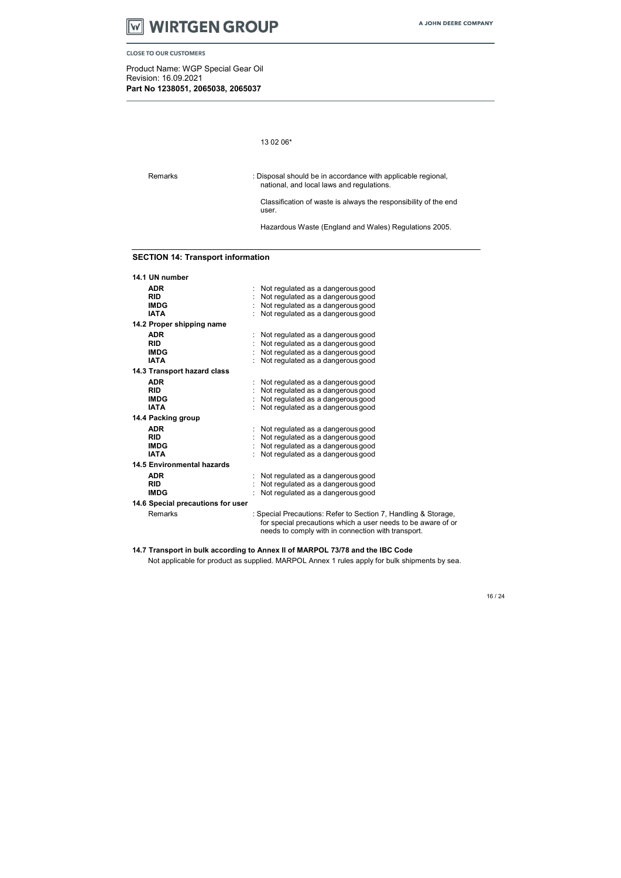13 02 06*

| | |
|---|---|
| Remarks | : Disposal should be in accordance with applicable regional, national, and local laws and regulations. |
| | Classification of waste is always the responsibility of the end user. |
| | Hazardous Waste (England and Wales) Regulations 2005. |

## SECTION 14: Transport information

**14.1 UN number**

| | |
|---|---|
| **ADR** | : Not regulated as a dangerous good |
| **RID** | : Not regulated as a dangerous good |
| **IMDG** | : Not regulated as a dangerous good |
| **IATA** | : Not regulated as a dangerous good |

**14.2 Proper shipping name**

| | |
|---|---|
| **ADR** | : Not regulated as a dangerous good |
| **RID** | : Not regulated as a dangerous good |
| **IMDG** | : Not regulated as a dangerous good |
| **IATA** | : Not regulated as a dangerous good |

**14.3 Transport hazard class**

| | |
|---|---|
| **ADR** | : Not regulated as a dangerous good |
| **RID** | : Not regulated as a dangerous good |
| **IMDG** | : Not regulated as a dangerous good |
| **IATA** | : Not regulated as a dangerous good |

**14.4 Packing group**

| | |
|---|---|
| **ADR** | : Not regulated as a dangerous good |
| **RID** | : Not regulated as a dangerous good |
| **IMDG** | : Not regulated as a dangerous good |
| **IATA** | : Not regulated as a dangerous good |

**14.5 Environmental hazards**

| | |
|---|---|
| **ADR** | : Not regulated as a dangerous good |
| **RID** | : Not regulated as a dangerous good |
| **IMDG** | : Not regulated as a dangerous good |

**14.6 Special precautions for user**

| | |
|---|---|
| Remarks | : Special Precautions: Refer to Section 7, Handling & Storage, for special precautions which a user needs to be aware of or needs to comply with in connection with transport. |

**14.7 Transport in bulk according to Annex II of MARPOL 73/78 and the IBC Code**

Not applicable for product as supplied. MARPOL Annex 1 rules apply for bulk shipments by sea.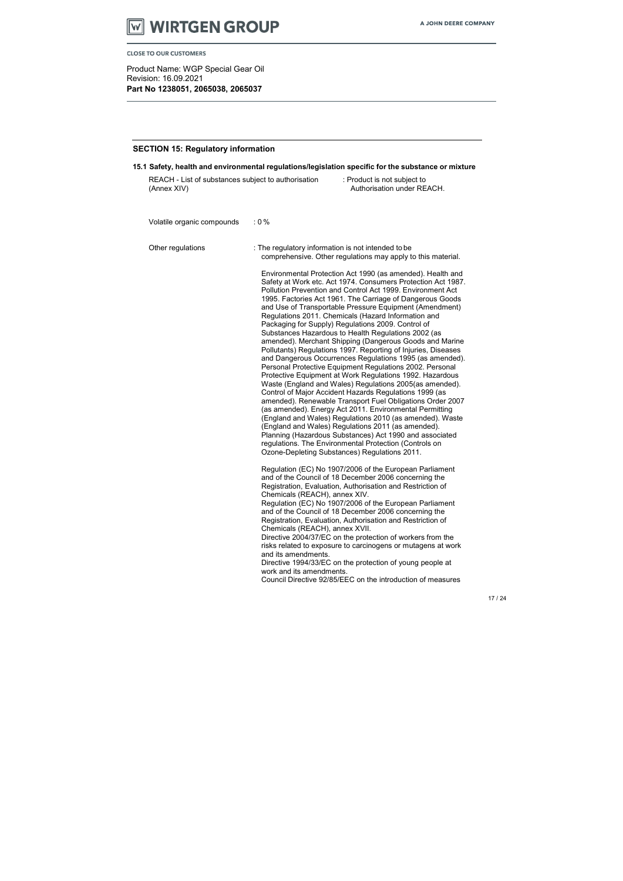Product Name: WGP Special Gear Oil
Revision: 16.09.2021
**Part No 1238051, 2065038, 2065037**

## SECTION 15: Regulatory information

### 15.1 Safety, health and environmental regulations/legislation specific for the substance or mixture

REACH - List of substances subject to authorisation (Annex XIV) : Product is not subject to Authorisation under REACH.

Volatile organic compounds : 0 %

Other regulations : The regulatory information is not intended to be comprehensive. Other regulations may apply to this material.

Environmental Protection Act 1990 (as amended). Health and Safety at Work etc. Act 1974. Consumers Protection Act 1987. Pollution Prevention and Control Act 1999. Environment Act 1995. Factories Act 1961. The Carriage of Dangerous Goods and Use of Transportable Pressure Equipment (Amendment) Regulations 2011. Chemicals (Hazard Information and Packaging for Supply) Regulations 2009. Control of Substances Hazardous to Health Regulations 2002 (as amended). Merchant Shipping (Dangerous Goods and Marine Pollutants) Regulations 1997. Reporting of Injuries, Diseases and Dangerous Occurrences Regulations 1995 (as amended). Personal Protective Equipment Regulations 2002. Personal Protective Equipment at Work Regulations 1992. Hazardous Waste (England and Wales) Regulations 2005(as amended). Control of Major Accident Hazards Regulations 1999 (as amended). Renewable Transport Fuel Obligations Order 2007 (as amended). Energy Act 2011. Environmental Permitting (England and Wales) Regulations 2010 (as amended). Waste (England and Wales) Regulations 2011 (as amended). Planning (Hazardous Substances) Act 1990 and associated regulations. The Environmental Protection (Controls on Ozone-Depleting Substances) Regulations 2011.

Regulation (EC) No 1907/2006 of the European Parliament and of the Council of 18 December 2006 concerning the Registration, Evaluation, Authorisation and Restriction of Chemicals (REACH), annex XIV.
Regulation (EC) No 1907/2006 of the European Parliament and of the Council of 18 December 2006 concerning the Registration, Evaluation, Authorisation and Restriction of Chemicals (REACH), annex XVII.
Directive 2004/37/EC on the protection of workers from the risks related to exposure to carcinogens or mutagens at work and its amendments.
Directive 1994/33/EC on the protection of young people at work and its amendments.
Council Directive 92/85/EEC on the introduction of measures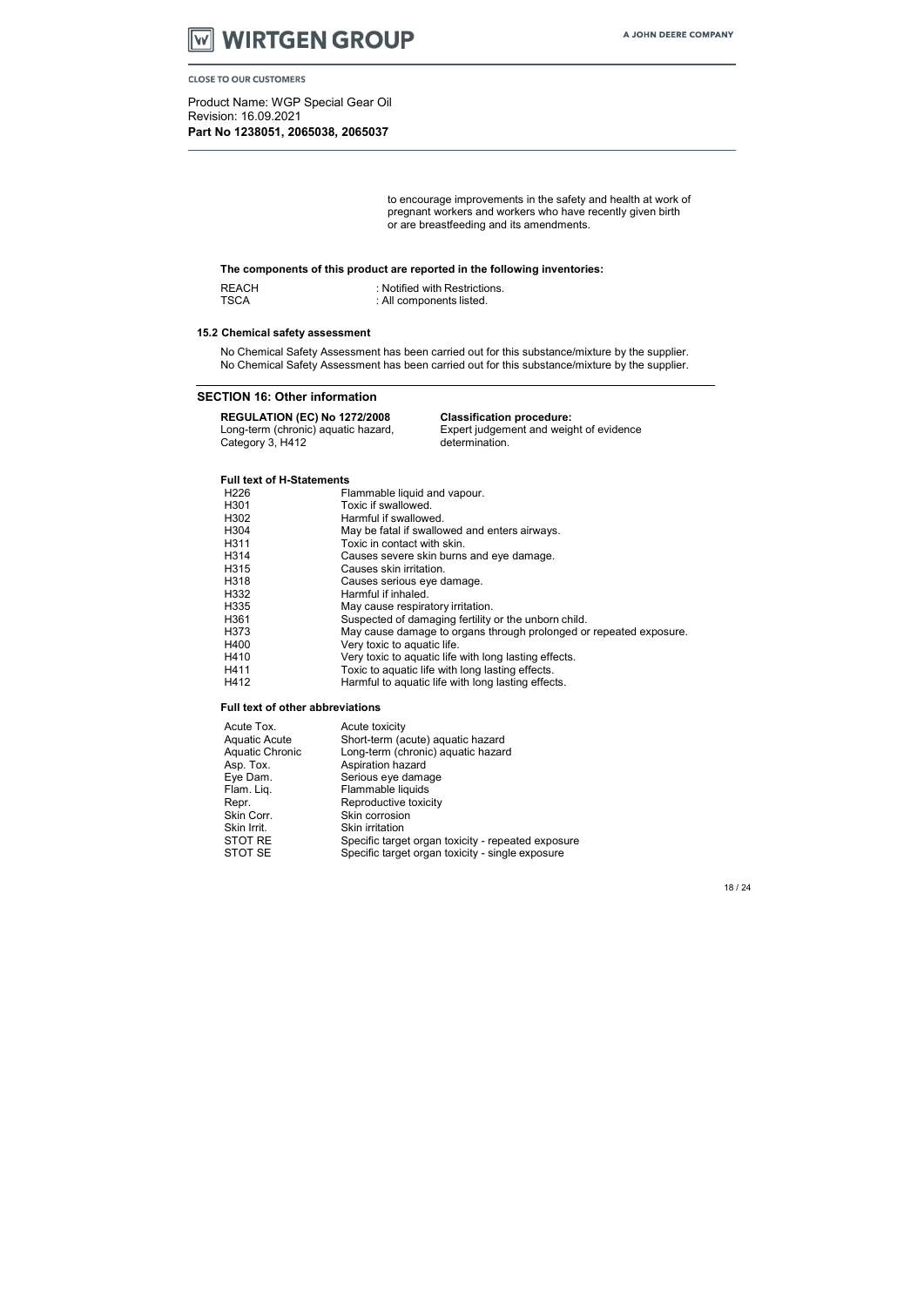to encourage improvements in the safety and health at work of pregnant workers and workers who have recently given birth or are breastfeeding and its amendments.

**The components of this product are reported in the following inventories:**

| | |
|---|---|
| REACH | : Notified with Restrictions. |
| TSCA | : All components listed. |

### 15.2 Chemical safety assessment

No Chemical Safety Assessment has been carried out for this substance/mixture by the supplier.
No Chemical Safety Assessment has been carried out for this substance/mixture by the supplier.

## SECTION 16: Other information

| **REGULATION (EC) No 1272/2008** | **Classification procedure:** |
|---|---|
| Long-term (chronic) aquatic hazard, Category 3, H412 | Expert judgement and weight of evidence determination. |

**Full text of H-Statements**

| | |
|---|---|
| H226 | Flammable liquid and vapour. |
| H301 | Toxic if swallowed. |
| H302 | Harmful if swallowed. |
| H304 | May be fatal if swallowed and enters airways. |
| H311 | Toxic in contact with skin. |
| H314 | Causes severe skin burns and eye damage. |
| H315 | Causes skin irritation. |
| H318 | Causes serious eye damage. |
| H332 | Harmful if inhaled. |
| H335 | May cause respiratory irritation. |
| H361 | Suspected of damaging fertility or the unborn child. |
| H373 | May cause damage to organs through prolonged or repeated exposure. |
| H400 | Very toxic to aquatic life. |
| H410 | Very toxic to aquatic life with long lasting effects. |
| H411 | Toxic to aquatic life with long lasting effects. |
| H412 | Harmful to aquatic life with long lasting effects. |

**Full text of other abbreviations**

| | |
|---|---|
| Acute Tox. | Acute toxicity |
| Aquatic Acute | Short-term (acute) aquatic hazard |
| Aquatic Chronic | Long-term (chronic) aquatic hazard |
| Asp. Tox. | Aspiration hazard |
| Eye Dam. | Serious eye damage |
| Flam. Liq. | Flammable liquids |
| Repr. | Reproductive toxicity |
| Skin Corr. | Skin corrosion |
| Skin Irrit. | Skin irritation |
| STOT RE | Specific target organ toxicity - repeated exposure |
| STOT SE | Specific target organ toxicity - single exposure |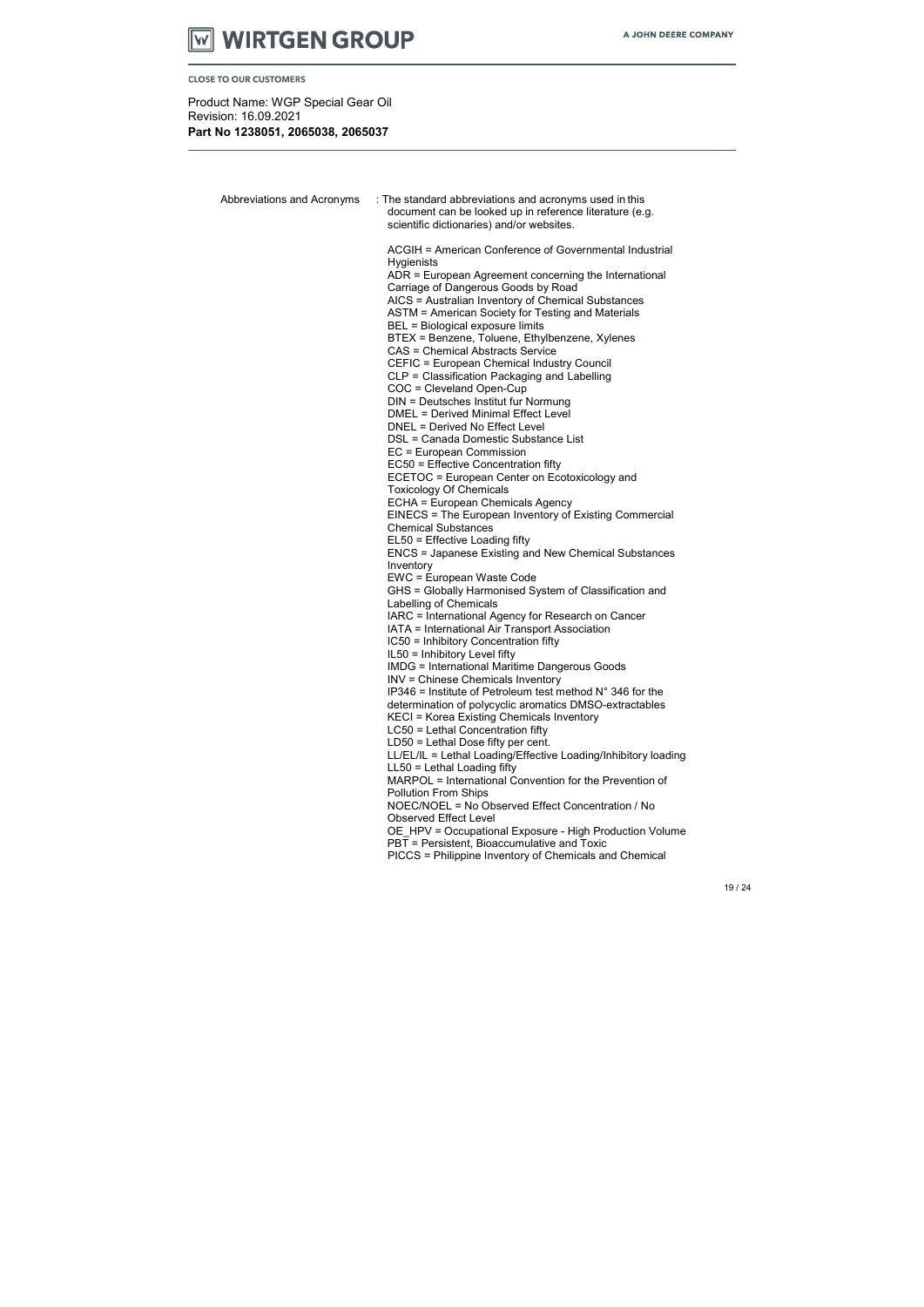Product Name: WGP Special Gear Oil
Revision: 16.09.2021
**Part No 1238051, 2065038, 2065037**

Abbreviations and Acronyms : The standard abbreviations and acronyms used in this document can be looked up in reference literature (e.g. scientific dictionaries) and/or websites.

ACGIH = American Conference of Governmental Industrial Hygienists
ADR = European Agreement concerning the International Carriage of Dangerous Goods by Road
AICS = Australian Inventory of Chemical Substances
ASTM = American Society for Testing and Materials
BEL = Biological exposure limits
BTEX = Benzene, Toluene, Ethylbenzene, Xylenes
CAS = Chemical Abstracts Service
CEFIC = European Chemical Industry Council
CLP = Classification Packaging and Labelling
COC = Cleveland Open-Cup
DIN = Deutsches Institut fur Normung
DMEL = Derived Minimal Effect Level
DNEL = Derived No Effect Level
DSL = Canada Domestic Substance List
EC = European Commission
EC50 = Effective Concentration fifty
ECETOC = European Center on Ecotoxicology and Toxicology Of Chemicals
ECHA = European Chemicals Agency
EINECS = The European Inventory of Existing Commercial Chemical Substances
EL50 = Effective Loading fifty
ENCS = Japanese Existing and New Chemical Substances Inventory
EWC = European Waste Code
GHS = Globally Harmonised System of Classification and Labelling of Chemicals
IARC = International Agency for Research on Cancer
IATA = International Air Transport Association
IC50 = Inhibitory Concentration fifty
IL50 = Inhibitory Level fifty
IMDG = International Maritime Dangerous Goods
INV = Chinese Chemicals Inventory
IP346 = Institute of Petroleum test method N° 346 for the determination of polycyclic aromatics DMSO-extractables
KECI = Korea Existing Chemicals Inventory
LC50 = Lethal Concentration fifty
LD50 = Lethal Dose fifty per cent.
LL/EL/IL = Lethal Loading/Effective Loading/Inhibitory loading
LL50 = Lethal Loading fifty
MARPOL = International Convention for the Prevention of Pollution From Ships
NOEC/NOEL = No Observed Effect Concentration / No Observed Effect Level
OE_HPV = Occupational Exposure - High Production Volume
PBT = Persistent, Bioaccumulative and Toxic
PICCS = Philippine Inventory of Chemicals and Chemical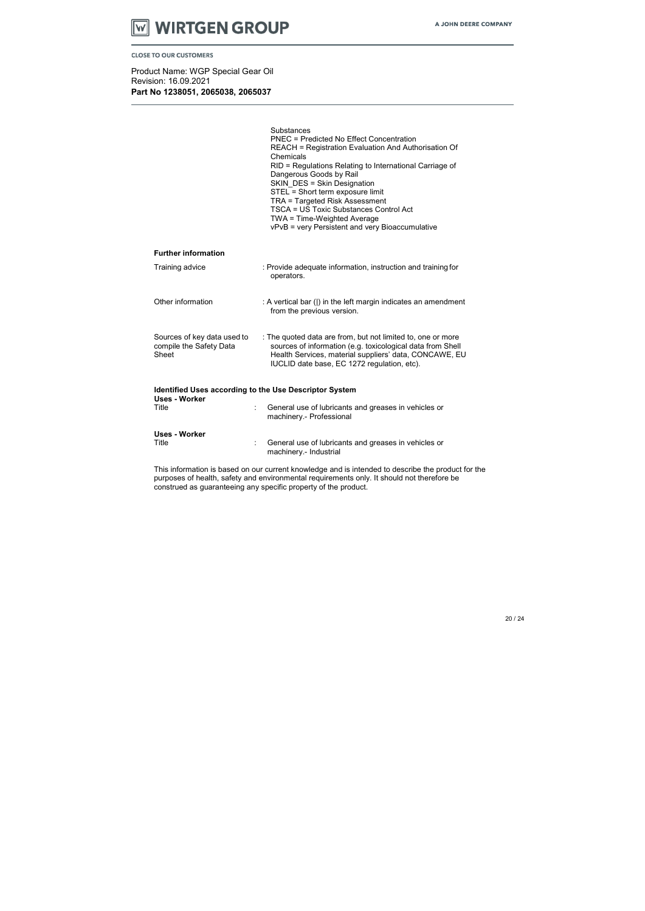Substances
PNEC = Predicted No Effect Concentration
REACH = Registration Evaluation And Authorisation Of Chemicals
RID = Regulations Relating to International Carriage of Dangerous Goods by Rail
SKIN_DES = Skin Designation
STEL = Short term exposure limit
TRA = Targeted Risk Assessment
TSCA = US Toxic Substances Control Act
TWA = Time-Weighted Average
vPvB = very Persistent and very Bioaccumulative

**Further information**

| | |
|---|---|
| Training advice | : Provide adequate information, instruction and training for operators. |
| Other information | : A vertical bar (\|) in the left margin indicates an amendment from the previous version. |
| Sources of key data used to compile the Safety Data Sheet | : The quoted data are from, but not limited to, one or more sources of information (e.g. toxicological data from Shell Health Services, material suppliers' data, CONCAWE, EU IUCLID date base, EC 1272 regulation, etc). |

**Identified Uses according to the Use Descriptor System**

**Uses - Worker**
Title : General use of lubricants and greases in vehicles or machinery.- Professional

**Uses - Worker**
Title : General use of lubricants and greases in vehicles or machinery.- Industrial

This information is based on our current knowledge and is intended to describe the product for the purposes of health, safety and environmental requirements only. It should not therefore be construed as guaranteeing any specific property of the product.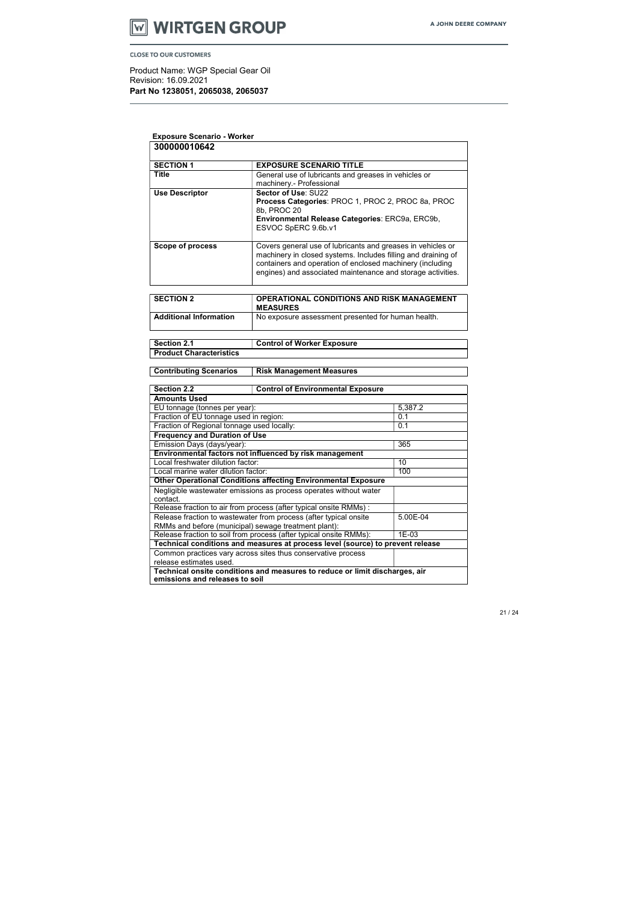Product Name: WGP Special Gear Oil
Revision: 16.09.2021
**Part No 1238051, 2065038, 2065037**

**Exposure Scenario - Worker**

| **300000010642** | |
|---|---|
| **SECTION 1** | **EXPOSURE SCENARIO TITLE** |
| **Title** | General use of lubricants and greases in vehicles or machinery.- Professional |
| **Use Descriptor** | **Sector of Use**: SU22<br>**Process Categories**: PROC 1, PROC 2, PROC 8a, PROC 8b, PROC 20<br>**Environmental Release Categories**: ERC9a, ERC9b, ESVOC SpERC 9.6b.v1 |
| **Scope of process** | Covers general use of lubricants and greases in vehicles or machinery in closed systems. Includes filling and draining of containers and operation of enclosed machinery (including engines) and associated maintenance and storage activities. |

| **SECTION 2** | **OPERATIONAL CONDITIONS AND RISK MANAGEMENT MEASURES** |
|---|---|
| **Additional Information** | No exposure assessment presented for human health. |

| **Section 2.1** | **Control of Worker Exposure** |
|---|---|
| **Product Characteristics** | |

| **Contributing Scenarios** | **Risk Management Measures** |
|---|---|

| **Section 2.2** | **Control of Environmental Exposure** |
|---|---|
| **Amounts Used** | |
| EU tonnage (tonnes per year): | 5,387.2 |
| Fraction of EU tonnage used in region: | 0.1 |
| Fraction of Regional tonnage used locally: | 0.1 |
| **Frequency and Duration of Use** | |
| Emission Days (days/year): | 365 |
| **Environmental factors not influenced by risk management** | |
| Local freshwater dilution factor: | 10 |
| Local marine water dilution factor: | 100 |
| **Other Operational Conditions affecting Environmental Exposure** | |
| Negligible wastewater emissions as process operates without water contact. | |
| Release fraction to air from process (after typical onsite RMMs) : | |
| Release fraction to wastewater from process (after typical onsite RMMs and before (municipal) sewage treatment plant): | 5.00E-04 |
| Release fraction to soil from process (after typical onsite RMMs): | 1E-03 |
| **Technical conditions and measures at process level (source) to prevent release** | |
| Common practices vary across sites thus conservative process release estimates used. | |
| **Technical onsite conditions and measures to reduce or limit discharges, air emissions and releases to soil** | |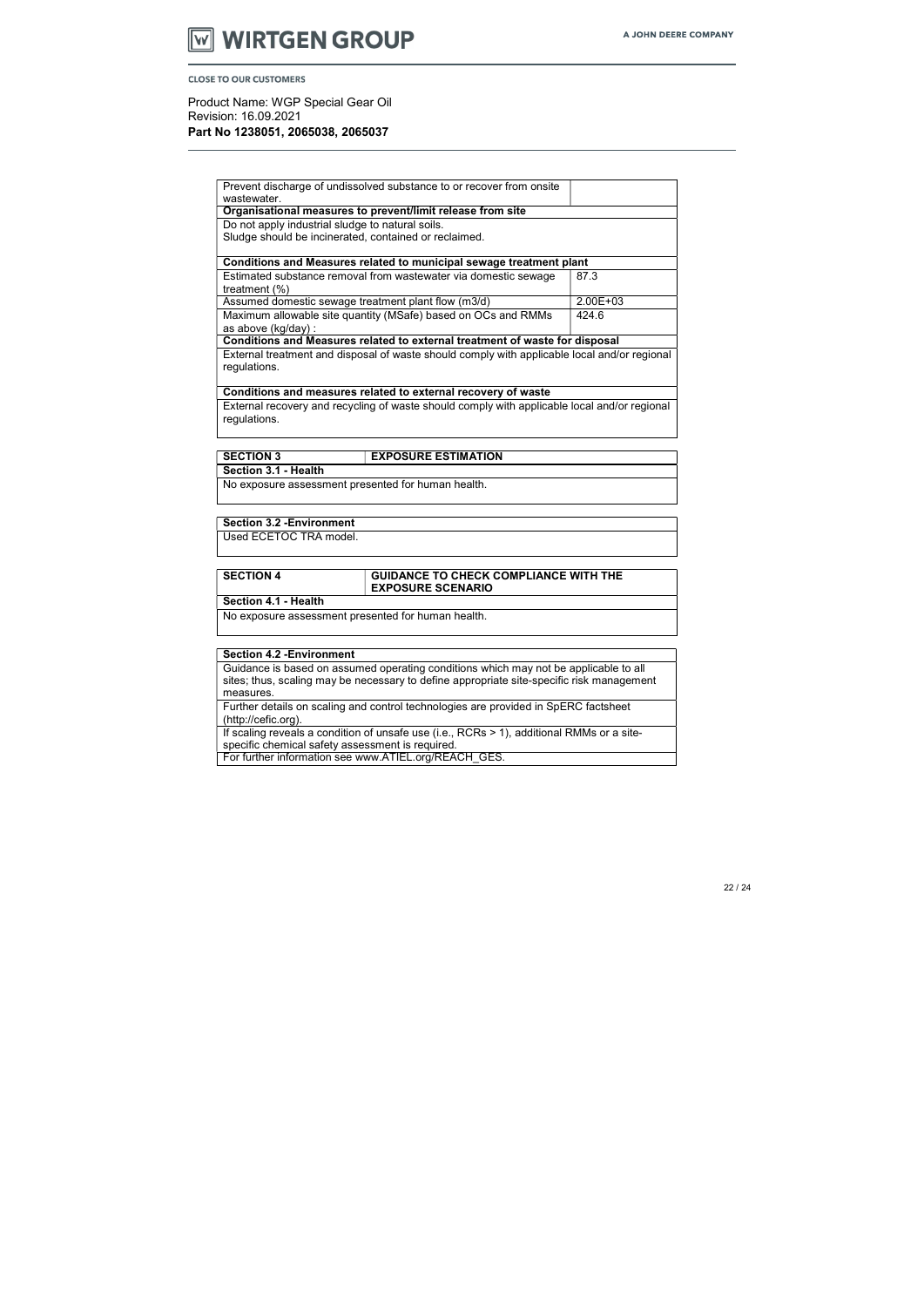| | |
|---|---|
| Prevent discharge of undissolved substance to or recover from onsite wastewater. | |
| **Organisational measures to prevent/limit release from site** | |
| Do not apply industrial sludge to natural soils.<br>Sludge should be incinerated, contained or reclaimed. | |
| **Conditions and Measures related to municipal sewage treatment plant** | |
| Estimated substance removal from wastewater via domestic sewage treatment (%) | 87.3 |
| Assumed domestic sewage treatment plant flow (m3/d) | 2.00E+03 |
| Maximum allowable site quantity (MSafe) based on OCs and RMMs as above (kg/day) : | 424.6 |
| **Conditions and Measures related to external treatment of waste for disposal** | |
| External treatment and disposal of waste should comply with applicable local and/or regional regulations. | |
| **Conditions and measures related to external recovery of waste** | |
| External recovery and recycling of waste should comply with applicable local and/or regional regulations. | |

| SECTION 3 | EXPOSURE ESTIMATION |
|---|---|
| **Section 3.1 - Health** | |
| No exposure assessment presented for human health. | |

| Section 3.2 -Environment |
|---|
| Used ECETOC TRA model. |

| SECTION 4 | GUIDANCE TO CHECK COMPLIANCE WITH THE EXPOSURE SCENARIO |
|---|---|
| **Section 4.1 - Health** | |
| No exposure assessment presented for human health. | |

| Section 4.2 -Environment |
|---|
| Guidance is based on assumed operating conditions which may not be applicable to all sites; thus, scaling may be necessary to define appropriate site-specific risk management measures. |
| Further details on scaling and control technologies are provided in SpERC factsheet (http://cefic.org). |
| If scaling reveals a condition of unsafe use (i.e., RCRs > 1), additional RMMs or a site-specific chemical safety assessment is required. |
| For further information see www.ATIEL.org/REACH_GES. |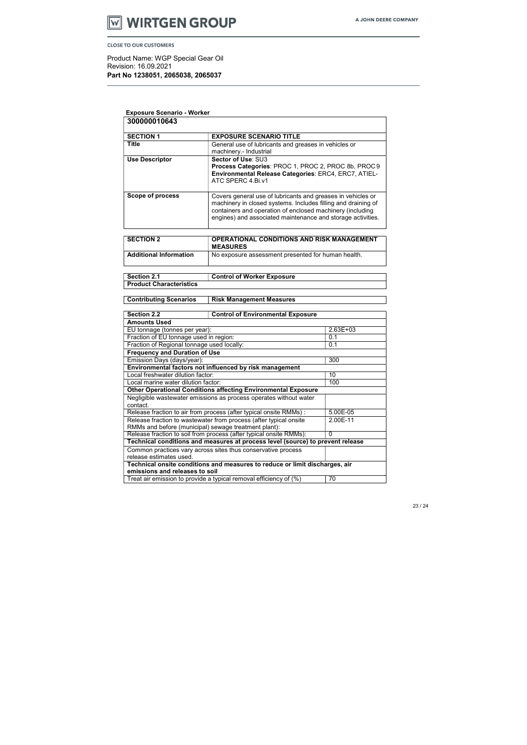Product Name: WGP Special Gear Oil
Revision: 16.09.2021
**Part No 1238051, 2065038, 2065037**

**Exposure Scenario - Worker**

| **300000010643** | |
|---|---|
| **SECTION 1** | **EXPOSURE SCENARIO TITLE** |
| **Title** | General use of lubricants and greases in vehicles or machinery.- Industrial |
| **Use Descriptor** | **Sector of Use**: SU3<br>**Process Categories**: PROC 1, PROC 2, PROC 8b, PROC 9<br>**Environmental Release Categories**: ERC4, ERC7, ATIEL-ATC SPERC 4.Bi.v1 |
| **Scope of process** | Covers general use of lubricants and greases in vehicles or machinery in closed systems. Includes filling and draining of containers and operation of enclosed machinery (including engines) and associated maintenance and storage activities. |

| **SECTION 2** | **OPERATIONAL CONDITIONS AND RISK MANAGEMENT MEASURES** |
|---|---|
| **Additional Information** | No exposure assessment presented for human health. |

| **Section 2.1** | **Control of Worker Exposure** |
|---|---|
| **Product Characteristics** | |

| **Contributing Scenarios** | **Risk Management Measures** |
|---|---|

| **Section 2.2** | **Control of Environmental Exposure** | |
|---|---|---|
| **Amounts Used** | | |
| EU tonnage (tonnes per year): | | 2.63E+03 |
| Fraction of EU tonnage used in region: | | 0.1 |
| Fraction of Regional tonnage used locally: | | 0.1 |
| **Frequency and Duration of Use** | | |
| Emission Days (days/year): | | 300 |
| **Environmental factors not influenced by risk management** | | |
| Local freshwater dilution factor: | | 10 |
| Local marine water dilution factor: | | 100 |
| **Other Operational Conditions affecting Environmental Exposure** | | |
| Negligible wastewater emissions as process operates without water contact. | | |
| Release fraction to air from process (after typical onsite RMMs) : | | 5.00E-05 |
| Release fraction to wastewater from process (after typical onsite RMMs and before (municipal) sewage treatment plant): | | 2.00E-11 |
| Release fraction to soil from process (after typical onsite RMMs): | | 0 |
| **Technical conditions and measures at process level (source) to prevent release** | | |
| Common practices vary across sites thus conservative process release estimates used. | | |
| **Technical onsite conditions and measures to reduce or limit discharges, air emissions and releases to soil** | | |
| Treat air emission to provide a typical removal efficiency of (%) | | 70 |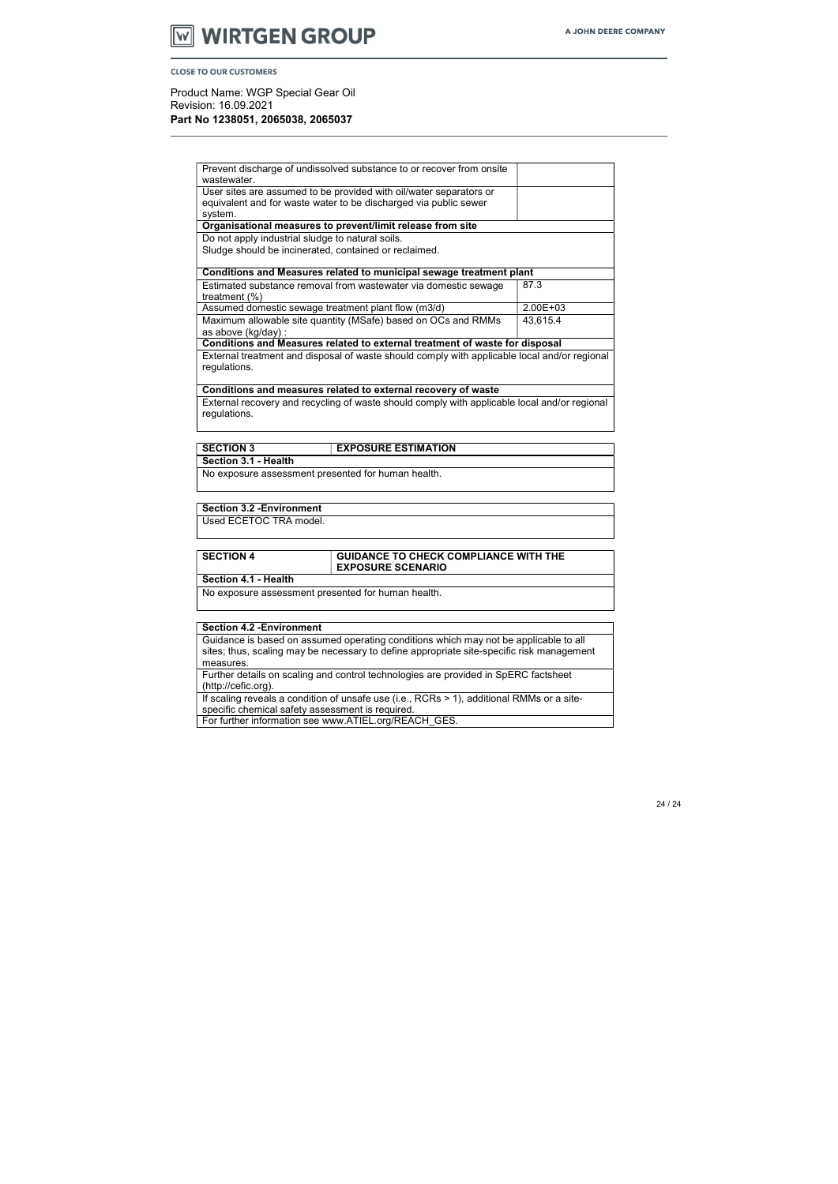| | |
|---|---|
| Prevent discharge of undissolved substance to or recover from onsite wastewater. | |
| User sites are assumed to be provided with oil/water separators or equivalent and for waste water to be discharged via public sewer system. | |
| **Organisational measures to prevent/limit release from site** | |
| Do not apply industrial sludge to natural soils.<br>Sludge should be incinerated, contained or reclaimed. | |
| **Conditions and Measures related to municipal sewage treatment plant** | |
| Estimated substance removal from wastewater via domestic sewage treatment (%) | 87.3 |
| Assumed domestic sewage treatment plant flow (m3/d) | 2.00E+03 |
| Maximum allowable site quantity (MSafe) based on OCs and RMMs as above (kg/day) : | 43,615.4 |
| **Conditions and Measures related to external treatment of waste for disposal** | |
| External treatment and disposal of waste should comply with applicable local and/or regional regulations. | |
| **Conditions and measures related to external recovery of waste** | |
| External recovery and recycling of waste should comply with applicable local and/or regional regulations. | |

| **SECTION 3** | **EXPOSURE ESTIMATION** |
|---|---|
| **Section 3.1 - Health** | |
| No exposure assessment presented for human health. | |

| **Section 3.2 -Environment** |
|---|
| Used ECETOC TRA model. |

| **SECTION 4** | **GUIDANCE TO CHECK COMPLIANCE WITH THE EXPOSURE SCENARIO** |
|---|---|
| **Section 4.1 - Health** | |
| No exposure assessment presented for human health. | |

| **Section 4.2 -Environment** |
|---|
| Guidance is based on assumed operating conditions which may not be applicable to all sites; thus, scaling may be necessary to define appropriate site-specific risk management measures. |
| Further details on scaling and control technologies are provided in SpERC factsheet (http://cefic.org). |
| If scaling reveals a condition of unsafe use (i.e., RCRs > 1), additional RMMs or a site-specific chemical safety assessment is required. |
| For further information see www.ATIEL.org/REACH_GES. |